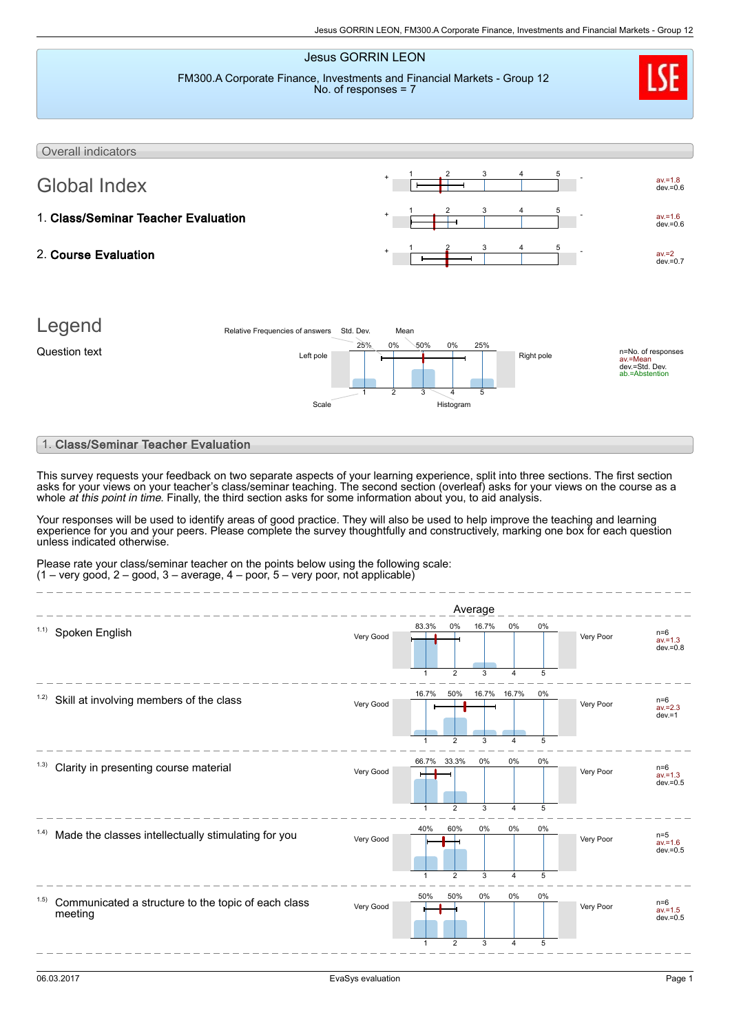# Jesus GORRIN LEON

FM300.A Corporate Finance, Investments and Financial Markets - Group 12
No. of responses = 7

## Overall indicators

### Global Index

\+ 1 2 3 4 5 -

av.=1.8
dev.=0.6

1. **Class/Seminar Teacher Evaluation**

\+ 1 2 3 4 5 -

av.=1.6
dev.=0.6

2. **Course Evaluation**

\+ 1 2 3 4 5 -

av.=2
dev.=0.7

### Legend

Question text

Relative Frequencies of answers
Std. Dev.
Mean
25% 0% 50% 0% 25%
Left pole
Right pole
1 2 3 4 5
Scale
Histogram

n=No. of responses
av.=Mean
dev.=Std. Dev.
ab.=Abstention

## 1. Class/Seminar Teacher Evaluation

This survey requests your feedback on two separate aspects of your learning experience, split into three sections. The first section asks for your views on your teacher's class/seminar teaching. The second section (overleaf) asks for your views on the course as a whole *at this point in time*. Finally, the third section asks for some information about you, to aid analysis.

Your responses will be used to identify areas of good practice. They will also be used to help improve the teaching and learning experience for you and your peers. Please complete the survey thoughtfully and constructively, marking one box for each question unless indicated otherwise.

Please rate your class/seminar teacher on the points below using the following scale:
(1 – very good, 2 – good, 3 – average, 4 – poor, 5 – very poor, not applicable)

Average

1.1) Spoken English

Very Good
83.3% 0% 16.7% 0% 0%
1 2 3 4 5
Very Poor

n=6
av.=1.3
dev.=0.8

1.2) Skill at involving members of the class

Very Good
16.7% 50% 16.7% 16.7% 0%
1 2 3 4 5
Very Poor

n=6
av.=2.3
dev.=1

1.3) Clarity in presenting course material

Very Good
66.7% 33.3% 0% 0% 0%
1 2 3 4 5
Very Poor

n=6
av.=1.3
dev.=0.5

1.4) Made the classes intellectually stimulating for you

Very Good
40% 60% 0% 0% 0%
1 2 3 4 5
Very Poor

n=5
av.=1.6
dev.=0.5

1.5) Communicated a structure to the topic of each class meeting

Very Good
50% 50% 0% 0% 0%
1 2 3 4 5
Very Poor

n=6
av.=1.5
dev.=0.5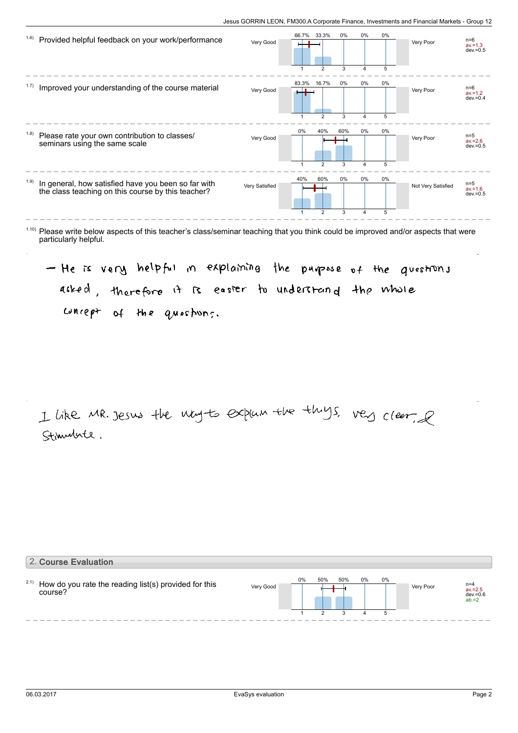1.6) Provided helpful feedback on your work/performance

Very Good
66.7% 33.3% 0% 0% 0%
1 2 3 4 5
Very Poor
n=6
av.=1.3
dev.=0.5

1.7) Improved your understanding of the course material

Very Good
83.3% 16.7% 0% 0% 0%
1 2 3 4 5
Very Poor
n=6
av.=1.2
dev.=0.4

1.8) Please rate your own contribution to classes/ seminars using the same scale

Very Good
0% 40% 60% 0% 0%
1 2 3 4 5
Very Poor
n=5
av.=2.6
dev.=0.5

1.9) In general, how satisfied have you been so far with the class teaching on this course by this teacher?

Very Satisfied
40% 60% 0% 0% 0%
1 2 3 4 5
Not Very Satisfied
n=5
av.=1.6
dev.=0.5

1.10) Please write below aspects of this teacher's class/seminar teaching that you think could be improved and/or aspects that were particularly helpful.

- He is very helpful in explaining the purpose of the questions asked, therefore it is easier to understand the whole concept of the questions.

I like MR. Jesus the way to explain the things, very clear, & Stimulate.

## 2. Course Evaluation

2.1) How do you rate the reading list(s) provided for this course?

Very Good
0% 50% 50% 0% 0%
1 2 3 4 5
Very Poor
n=4
av.=2.5
dev.=0.6
ab.=2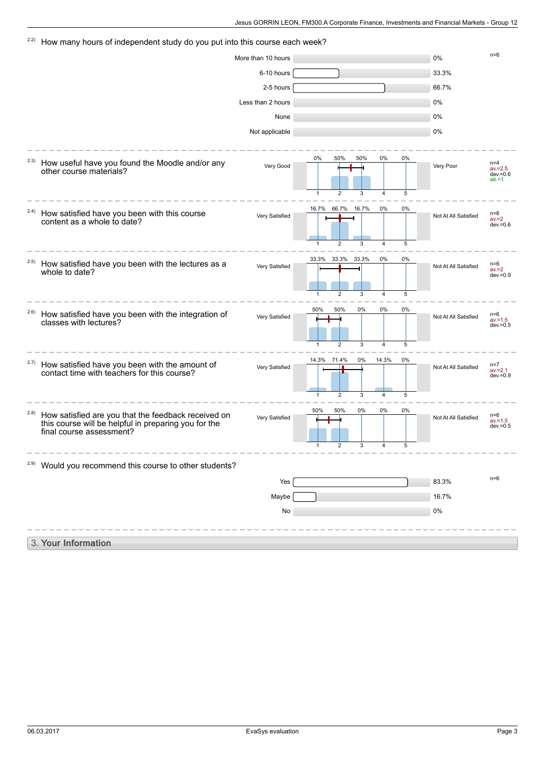2.2) How many hours of independent study do you put into this course each week?

More than 10 hours
0%

6-10 hours
33.3%

2-5 hours
66.7%

Less than 2 hours
0%

None
0%

Not applicable
0%

n=6

2.3) How useful have you found the Moodle and/or any other course materials?

Very Good
0% 50% 50% 0% 0%
1 2 3 4 5
Very Poor

n=4
av.=2.5
dev.=0.6
ab.=1

2.4) How satisfied have you been with this course content as a whole to date?

Very Satisfied
16.7% 66.7% 16.7% 0% 0%
1 2 3 4 5
Not At All Satisfied

n=6
av.=2
dev.=0.6

2.5) How satisfied have you been with the lectures as a whole to date?

Very Satisfied
33.3% 33.3% 33.3% 0% 0%
1 2 3 4 5
Not At All Satisfied

n=6
av.=2
dev.=0.9

2.6) How satisfied have you been with the integration of classes with lectures?

Very Satisfied
50% 50% 0% 0% 0%
1 2 3 4 5
Not At All Satisfied

n=6
av.=1.5
dev.=0.5

2.7) How satisfied have you been with the amount of contact time with teachers for this course?

Very Satisfied
14.3% 71.4% 0% 14.3% 0%
1 2 3 4 5
Not At All Satisfied

n=7
av.=2.1
dev.=0.9

2.8) How satisfied are you that the feedback received on this course will be helpful in preparing you for the final course assessment?

Very Satisfied
50% 50% 0% 0% 0%
1 2 3 4 5
Not At All Satisfied

n=6
av.=1.5
dev.=0.5

2.9) Would you recommend this course to other students?

Yes
83.3%

Maybe
16.7%

No
0%

n=6

## 3. Your Information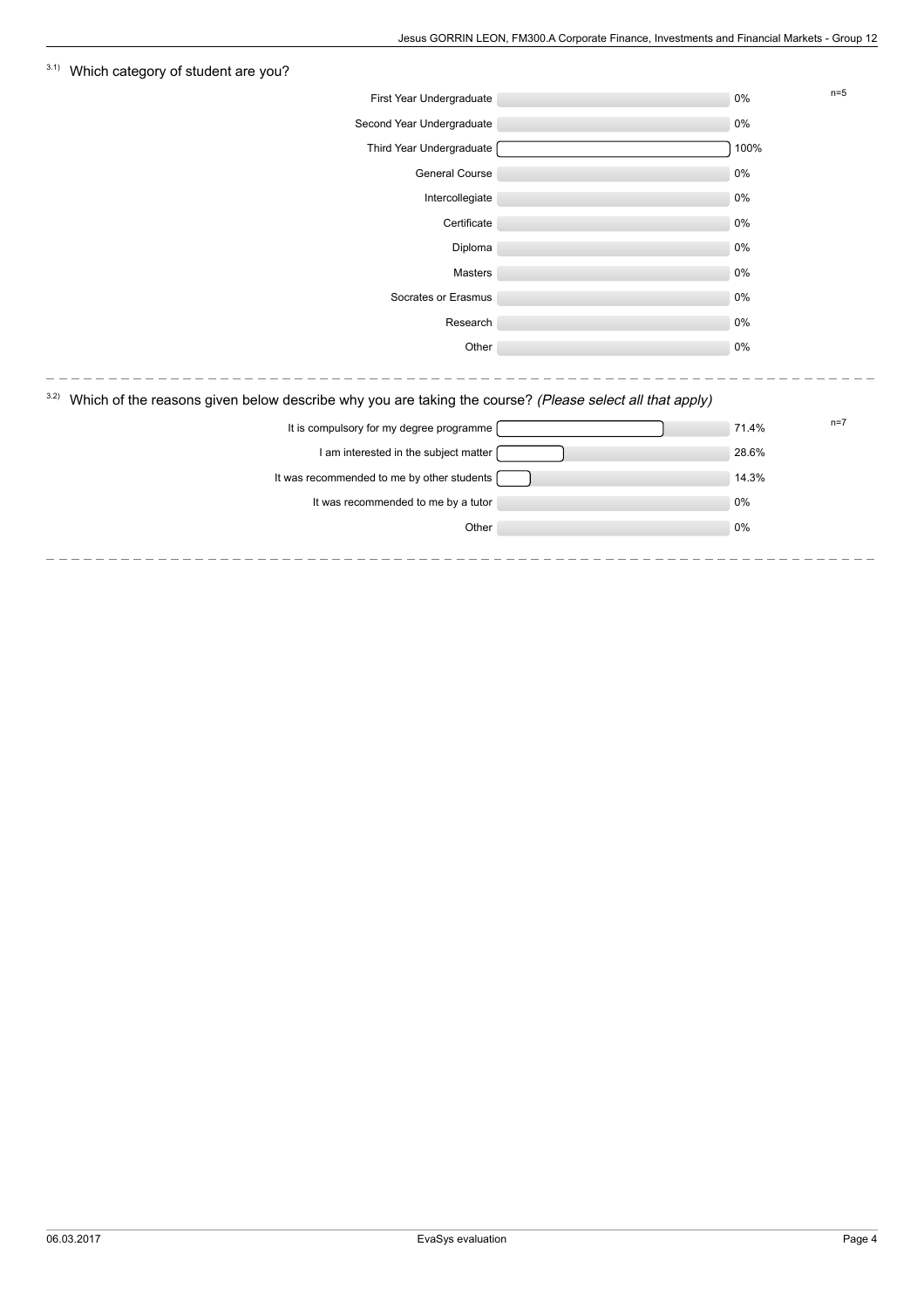3.1) Which category of student are you?

n=5

First Year Undergraduate 0%

Second Year Undergraduate 0%

Third Year Undergraduate 100%

General Course 0%

Intercollegiate 0%

Certificate 0%

Diploma 0%

Masters 0%

Socrates or Erasmus 0%

Research 0%

Other 0%

3.2) Which of the reasons given below describe why you are taking the course? *(Please select all that apply)*

n=7

It is compulsory for my degree programme 71.4%

I am interested in the subject matter 28.6%

It was recommended to me by other students 14.3%

It was recommended to me by a tutor 0%

Other 0%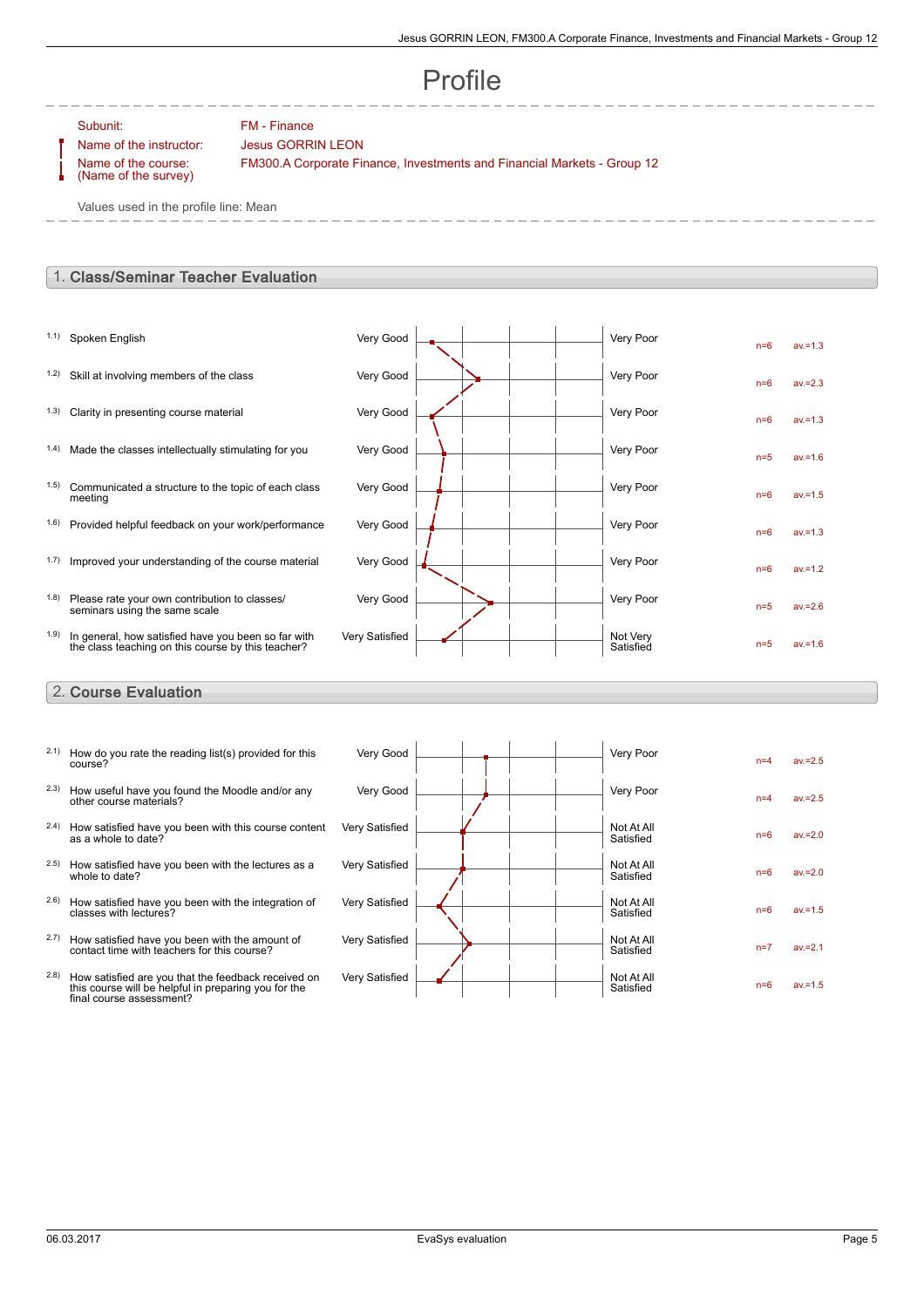# Profile

Subunit: FM - Finance

Name of the instructor: Jesus GORRIN LEON

Name of the course: (Name of the survey) FM300.A Corporate Finance, Investments and Financial Markets - Group 12

Values used in the profile line: Mean

## 1. Class/Seminar Teacher Evaluation

1.1) Spoken English — Very Good / Very Poor — n=6 av.=1.3

1.2) Skill at involving members of the class — Very Good / Very Poor — n=6 av.=2.3

1.3) Clarity in presenting course material — Very Good / Very Poor — n=6 av.=1.3

1.4) Made the classes intellectually stimulating for you — Very Good / Very Poor — n=5 av.=1.6

1.5) Communicated a structure to the topic of each class meeting — Very Good / Very Poor — n=6 av.=1.5

1.6) Provided helpful feedback on your work/performance — Very Good / Very Poor — n=6 av.=1.3

1.7) Improved your understanding of the course material — Very Good / Very Poor — n=6 av.=1.2

1.8) Please rate your own contribution to classes/ seminars using the same scale — Very Good / Very Poor — n=5 av.=2.6

1.9) In general, how satisfied have you been so far with the class teaching on this course by this teacher? — Very Satisfied / Not Very Satisfied — n=5 av.=1.6

## 2. Course Evaluation

2.1) How do you rate the reading list(s) provided for this course? — Very Good / Very Poor — n=4 av.=2.5

2.3) How useful have you found the Moodle and/or any other course materials? — Very Good / Very Poor — n=4 av.=2.5

2.4) How satisfied have you been with this course content as a whole to date? — Very Satisfied / Not At All Satisfied — n=6 av.=2.0

2.5) How satisfied have you been with the lectures as a whole to date? — Very Satisfied / Not At All Satisfied — n=6 av.=2.0

2.6) How satisfied have you been with the integration of classes with lectures? — Very Satisfied / Not At All Satisfied — n=6 av.=1.5

2.7) How satisfied have you been with the amount of contact time with teachers for this course? — Very Satisfied / Not At All Satisfied — n=7 av.=2.1

2.8) How satisfied are you that the feedback received on this course will be helpful in preparing you for the final course assessment? — Very Satisfied / Not At All Satisfied — n=6 av.=1.5